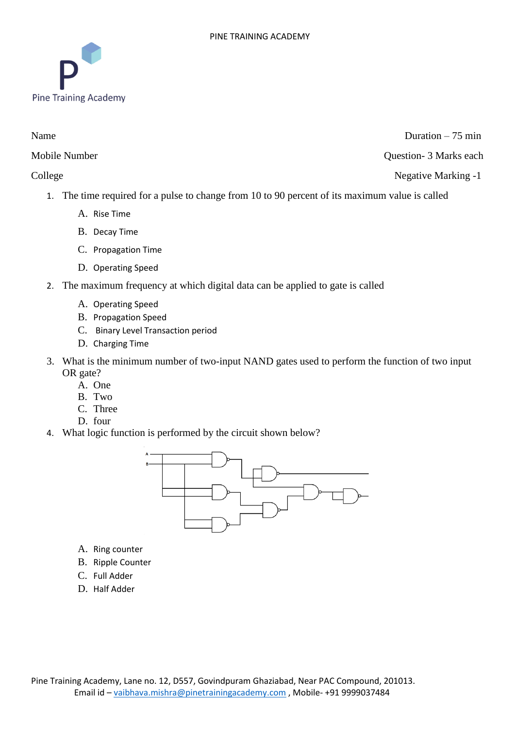Pine Training Academy

| | |
|---|---|
| Name | Duration – 75 min |
| Mobile Number | Question- 3 Marks each |
| College | Negative Marking -1 |

1. The time required for a pulse to change from 10 to 90 percent of its maximum value is called
   - A. Rise Time
   - B. Decay Time
   - C. Propagation Time
   - D. Operating Speed
2. The maximum frequency at which digital data can be applied to gate is called
   - A. Operating Speed
   - B. Propagation Speed
   - C. Binary Level Transaction period
   - D. Charging Time
3. What is the minimum number of two-input NAND gates used to perform the function of two input OR gate?
   - A. One
   - B. Two
   - C. Three
   - D. four
4. What logic function is performed by the circuit shown below?

   - A. Ring counter
   - B. Ripple Counter
   - C. Full Adder
   - D. Half Adder

Pine Training Academy, Lane no. 12, D557, Govindpuram Ghaziabad, Near PAC Compound, 201013.
Email id – vaibhava.mishra@pinetrainingacademy.com , Mobile- +91 9999037484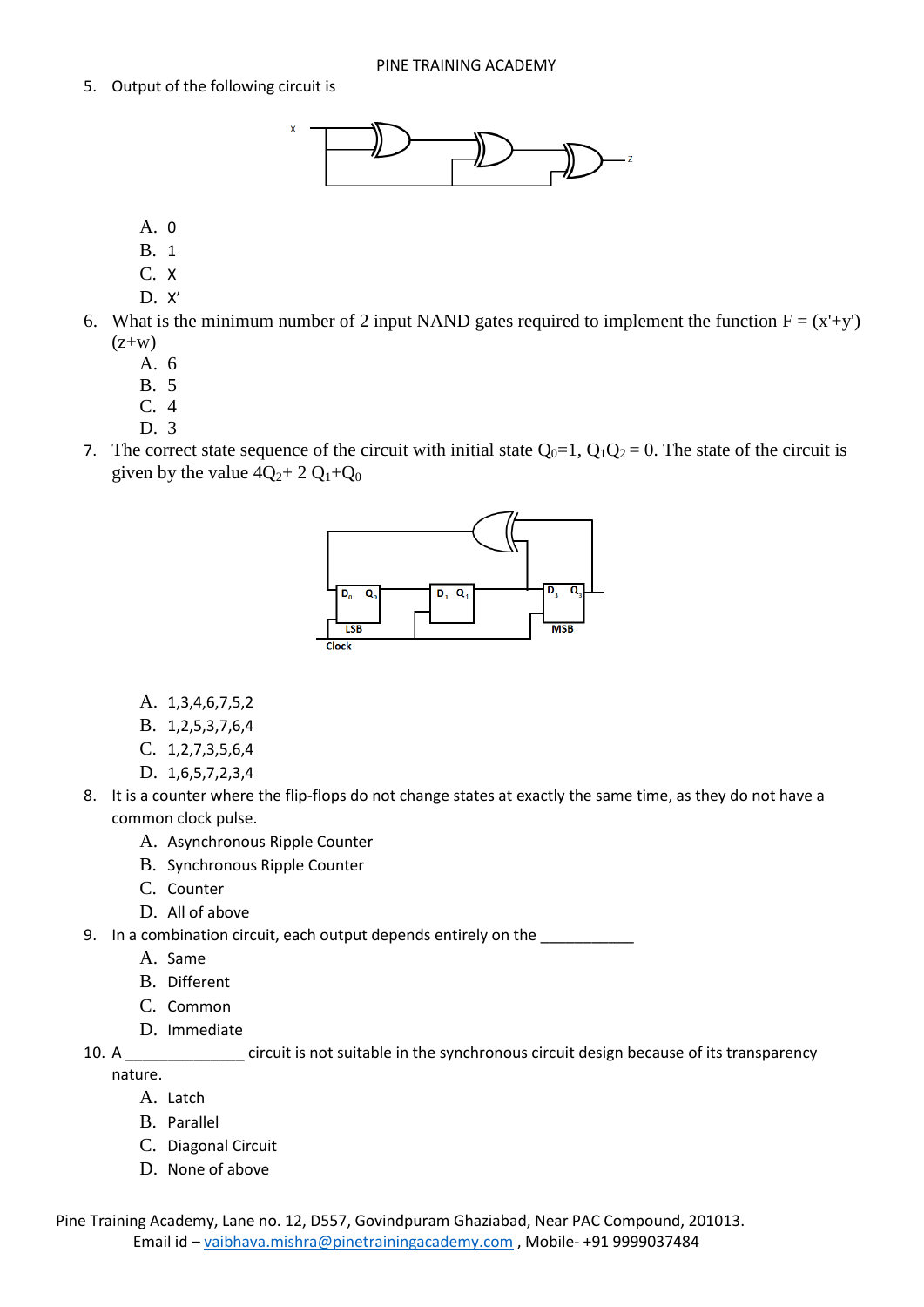5. Output of the following circuit is

   A. 0
   B. 1
   C. X
   D. X′

6. What is the minimum number of 2 input NAND gates required to implement the function F = (x'+y')(z+w)
   A. 6
   B. 5
   C. 4
   D. 3

7. The correct state sequence of the circuit with initial state $Q_0$=1, $Q_1Q_2$ = 0. The state of the circuit is given by the value $4Q_2$+ 2 $Q_1$+$Q_0$

   A. 1,3,4,6,7,5,2
   B. 1,2,5,3,7,6,4
   C. 1,2,7,3,5,6,4
   D. 1,6,5,7,2,3,4

8. It is a counter where the flip-flops do not change states at exactly the same time, as they do not have a common clock pulse.
   A. Asynchronous Ripple Counter
   B. Synchronous Ripple Counter
   C. Counter
   D. All of above

9. In a combination circuit, each output depends entirely on the ___________
   A. Same
   B. Different
   C. Common
   D. Immediate

10. A ______________ circuit is not suitable in the synchronous circuit design because of its transparency nature.
    A. Latch
    B. Parallel
    C. Diagonal Circuit
    D. None of above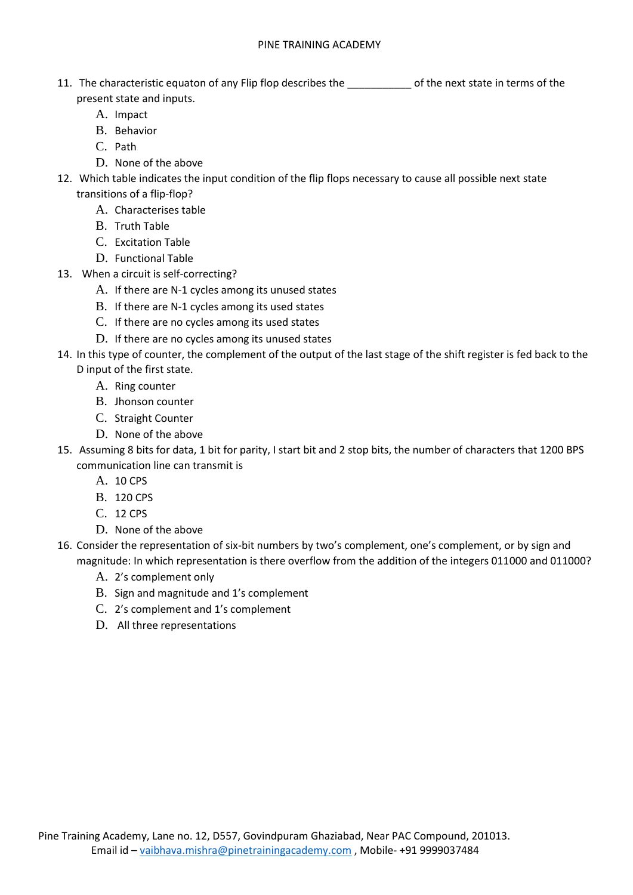11. The characteristic equaton of any Flip flop describes the ___________ of the next state in terms of the present state and inputs.
    A. Impact
    B. Behavior
    C. Path
    D. None of the above
12. Which table indicates the input condition of the flip flops necessary to cause all possible next state transitions of a flip-flop?
    A. Characterises table
    B. Truth Table
    C. Excitation Table
    D. Functional Table
13. When a circuit is self-correcting?
    A. If there are N-1 cycles among its unused states
    B. If there are N-1 cycles among its used states
    C. If there are no cycles among its used states
    D. If there are no cycles among its unused states
14. In this type of counter, the complement of the output of the last stage of the shift register is fed back to the D input of the first state.
    A. Ring counter
    B. Jhonson counter
    C. Straight Counter
    D. None of the above
15. Assuming 8 bits for data, 1 bit for parity, I start bit and 2 stop bits, the number of characters that 1200 BPS communication line can transmit is
    A. 10 CPS
    B. 120 CPS
    C. 12 CPS
    D. None of the above
16. Consider the representation of six-bit numbers by two's complement, one's complement, or by sign and magnitude: In which representation is there overflow from the addition of the integers 011000 and 011000?
    A. 2's complement only
    B. Sign and magnitude and 1's complement
    C. 2's complement and 1's complement
    D. All three representations

Pine Training Academy, Lane no. 12, D557, Govindpuram Ghaziabad, Near PAC Compound, 201013.
Email id – vaibhava.mishra@pinetrainingacademy.com , Mobile- +91 9999037484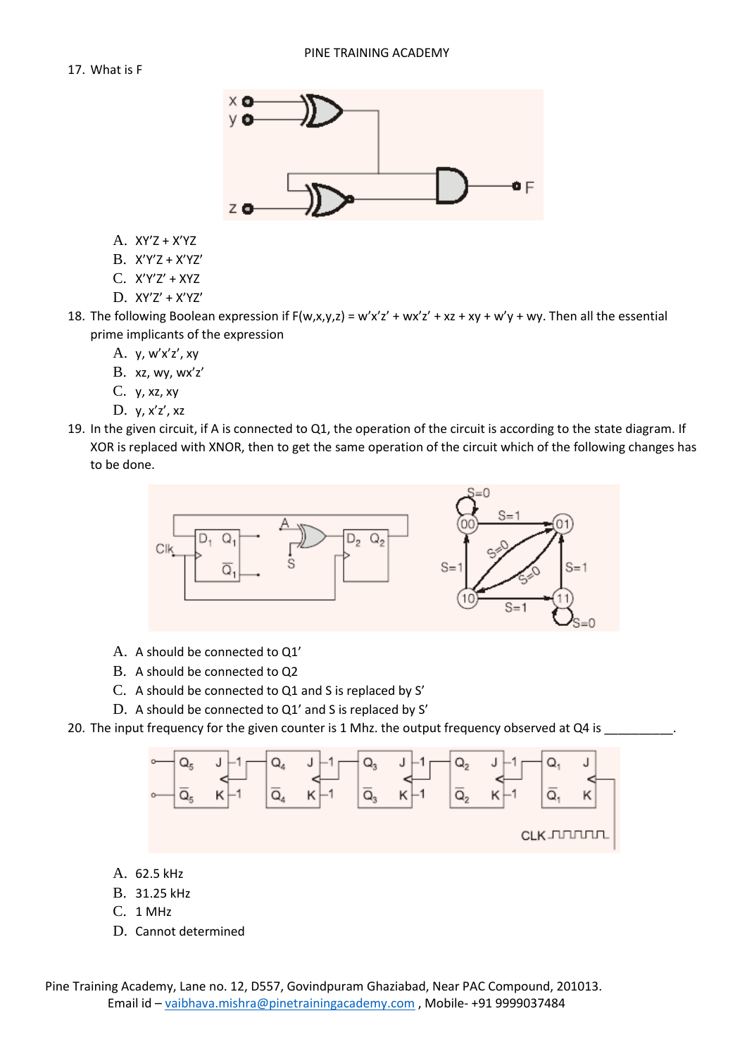17. What is F

A. XY'Z + X'YZ
B. X'Y'Z + X'YZ'
C. X'Y'Z' + XYZ
D. XY'Z' + X'YZ'

18. The following Boolean expression if F(w,x,y,z) = w'x'z' + wx'z' + xz + xy + w'y + wy. Then all the essential prime implicants of the expression

A. y, w'x'z', xy
B. xz, wy, wx'z'
C. y, xz, xy
D. y, x'z', xz

19. In the given circuit, if A is connected to Q1, the operation of the circuit is according to the state diagram. If XOR is replaced with XNOR, then to get the same operation of the circuit which of the following changes has to be done.

A. A should be connected to Q1'
B. A should be connected to Q2
C. A should be connected to Q1 and S is replaced by S'
D. A should be connected to Q1' and S is replaced by S'

20. The input frequency for the given counter is 1 Mhz. the output frequency observed at Q4 is __________.

A. 62.5 kHz
B. 31.25 kHz
C. 1 MHz
D. Cannot determined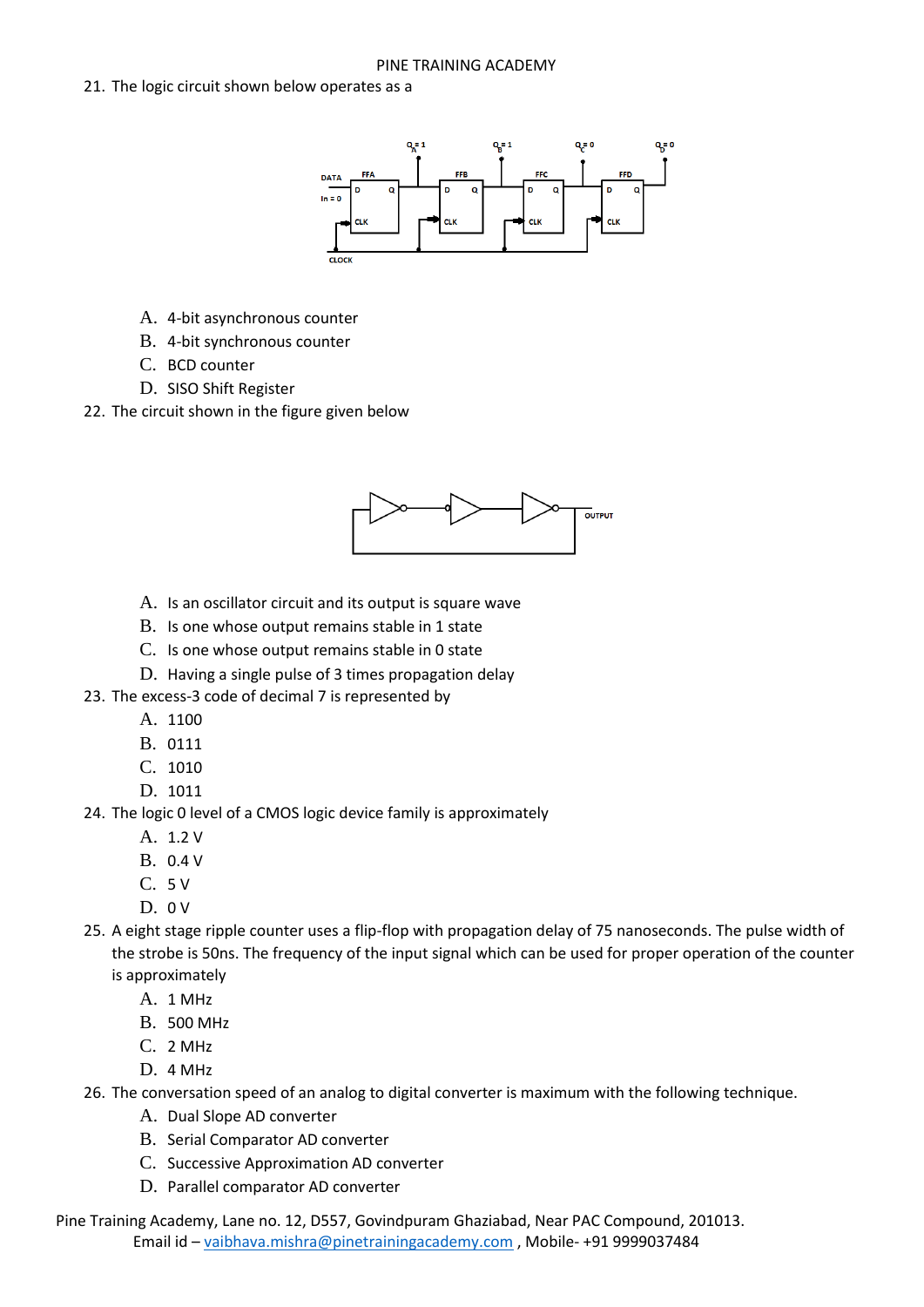21. The logic circuit shown below operates as a

    A. 4-bit asynchronous counter
    B. 4-bit synchronous counter
    C. BCD counter
    D. SISO Shift Register

22. The circuit shown in the figure given below

    A. Is an oscillator circuit and its output is square wave
    B. Is one whose output remains stable in 1 state
    C. Is one whose output remains stable in 0 state
    D. Having a single pulse of 3 times propagation delay

23. The excess-3 code of decimal 7 is represented by
    A. 1100
    B. 0111
    C. 1010
    D. 1011

24. The logic 0 level of a CMOS logic device family is approximately
    A. 1.2 V
    B. 0.4 V
    C. 5 V
    D. 0 V

25. A eight stage ripple counter uses a flip-flop with propagation delay of 75 nanoseconds. The pulse width of the strobe is 50ns. The frequency of the input signal which can be used for proper operation of the counter is approximately
    A. 1 MHz
    B. 500 MHz
    C. 2 MHz
    D. 4 MHz

26. The conversation speed of an analog to digital converter is maximum with the following technique.
    A. Dual Slope AD converter
    B. Serial Comparator AD converter
    C. Successive Approximation AD converter
    D. Parallel comparator AD converter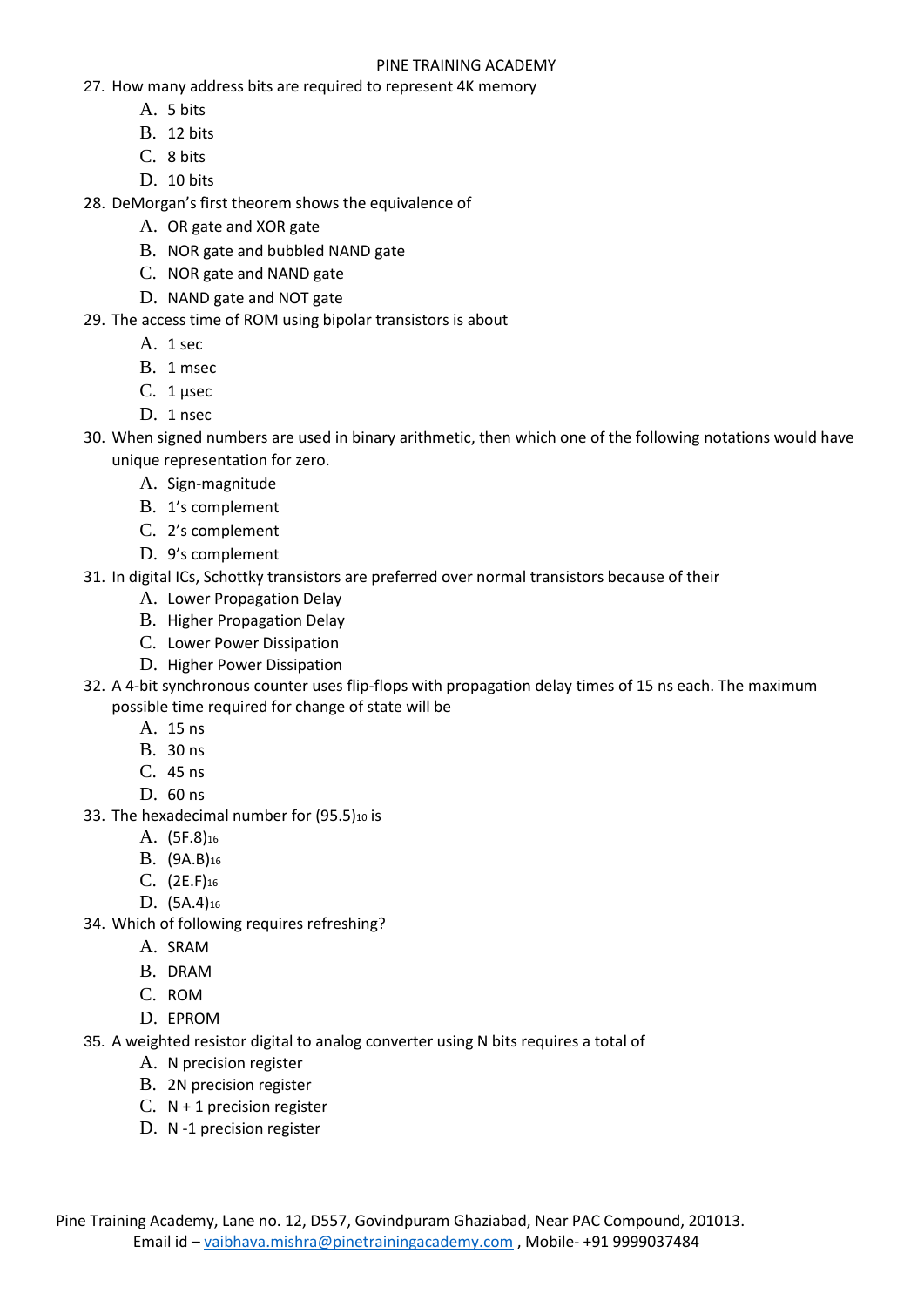27. How many address bits are required to represent 4K memory
    A. 5 bits
    B. 12 bits
    C. 8 bits
    D. 10 bits
28. DeMorgan's first theorem shows the equivalence of
    A. OR gate and XOR gate
    B. NOR gate and bubbled NAND gate
    C. NOR gate and NAND gate
    D. NAND gate and NOT gate
29. The access time of ROM using bipolar transistors is about
    A. 1 sec
    B. 1 msec
    C. 1 µsec
    D. 1 nsec
30. When signed numbers are used in binary arithmetic, then which one of the following notations would have unique representation for zero.
    A. Sign-magnitude
    B. 1's complement
    C. 2's complement
    D. 9's complement
31. In digital ICs, Schottky transistors are preferred over normal transistors because of their
    A. Lower Propagation Delay
    B. Higher Propagation Delay
    C. Lower Power Dissipation
    D. Higher Power Dissipation
32. A 4-bit synchronous counter uses flip-flops with propagation delay times of 15 ns each. The maximum possible time required for change of state will be
    A. 15 ns
    B. 30 ns
    C. 45 ns
    D. 60 ns
33. The hexadecimal number for $(95.5)_{10}$ is
    A. $(5F.8)_{16}$
    B. $(9A.B)_{16}$
    C. $(2E.F)_{16}$
    D. $(5A.4)_{16}$
34. Which of following requires refreshing?
    A. SRAM
    B. DRAM
    C. ROM
    D. EPROM
35. A weighted resistor digital to analog converter using N bits requires a total of
    A. N precision register
    B. 2N precision register
    C. N + 1 precision register
    D. N -1 precision register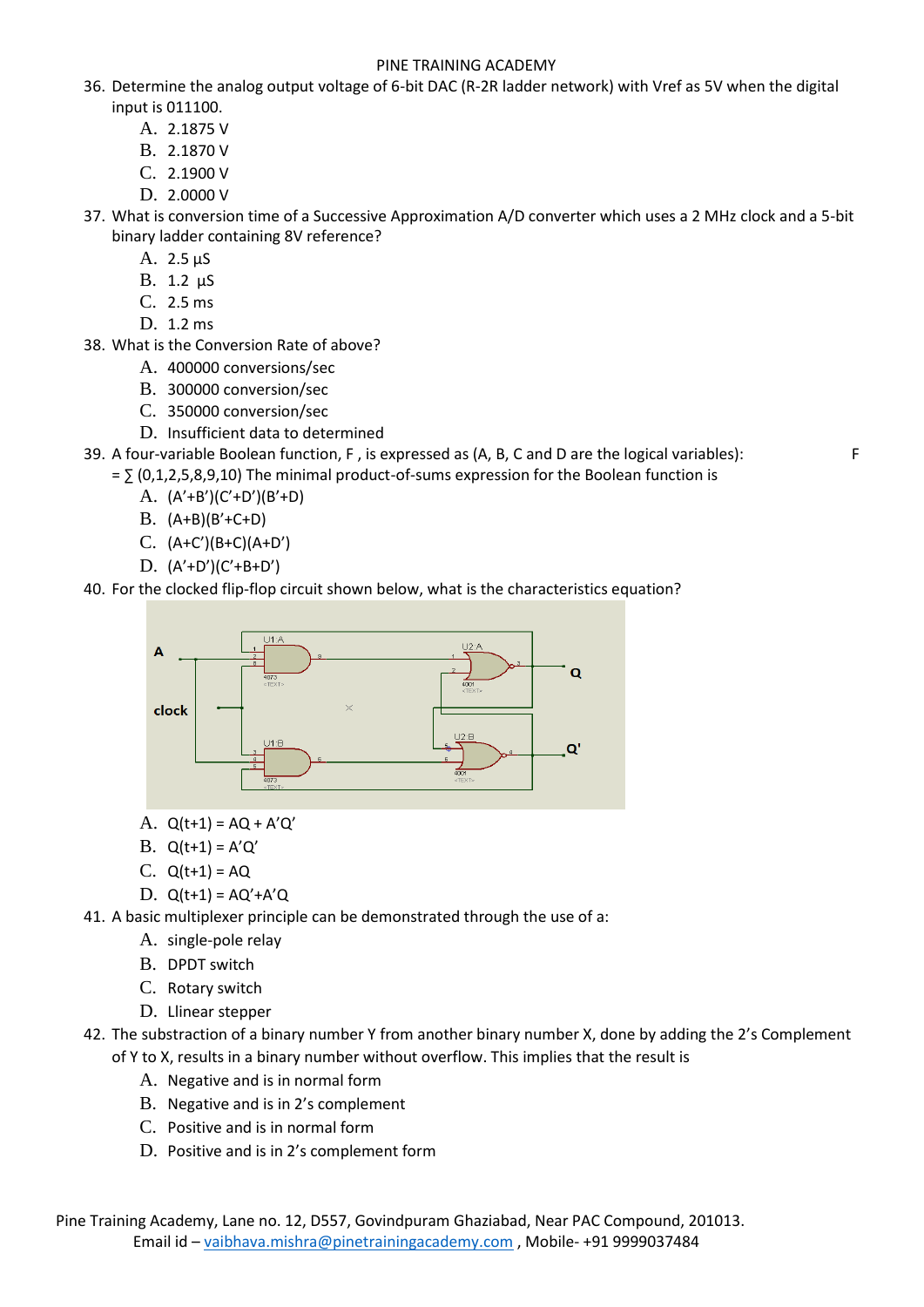36. Determine the analog output voltage of 6-bit DAC (R-2R ladder network) with Vref as 5V when the digital input is 011100.
    A. 2.1875 V
    B. 2.1870 V
    C. 2.1900 V
    D. 2.0000 V
37. What is conversion time of a Successive Approximation A/D converter which uses a 2 MHz clock and a 5-bit binary ladder containing 8V reference?
    A. 2.5 µS
    B. 1.2 µS
    C. 2.5 ms
    D. 1.2 ms
38. What is the Conversion Rate of above?
    A. 400000 conversions/sec
    B. 300000 conversion/sec
    C. 350000 conversion/sec
    D. Insufficient data to determined
39. A four-variable Boolean function, F , is expressed as (A, B, C and D are the logical variables): F = ∑ (0,1,2,5,8,9,10) The minimal product-of-sums expression for the Boolean function is
    A. (A'+B')(C'+D')(B'+D)
    B. (A+B)(B'+C+D)
    C. (A+C')(B+C)(A+D')
    D. (A'+D')(C'+B+D')
40. For the clocked flip-flop circuit shown below, what is the characteristics equation?
    A. Q(t+1) = AQ + A'Q'
    B. Q(t+1) = A'Q'
    C. Q(t+1) = AQ
    D. Q(t+1) = AQ'+A'Q
41. A basic multiplexer principle can be demonstrated through the use of a:
    A. single-pole relay
    B. DPDT switch
    C. Rotary switch
    D. Llinear stepper
42. The substraction of a binary number Y from another binary number X, done by adding the 2's Complement of Y to X, results in a binary number without overflow. This implies that the result is
    A. Negative and is in normal form
    B. Negative and is in 2's complement
    C. Positive and is in normal form
    D. Positive and is in 2's complement form

Pine Training Academy, Lane no. 12, D557, Govindpuram Ghaziabad, Near PAC Compound, 201013.
Email id – vaibhava.mishra@pinetrainingacademy.com , Mobile- +91 9999037484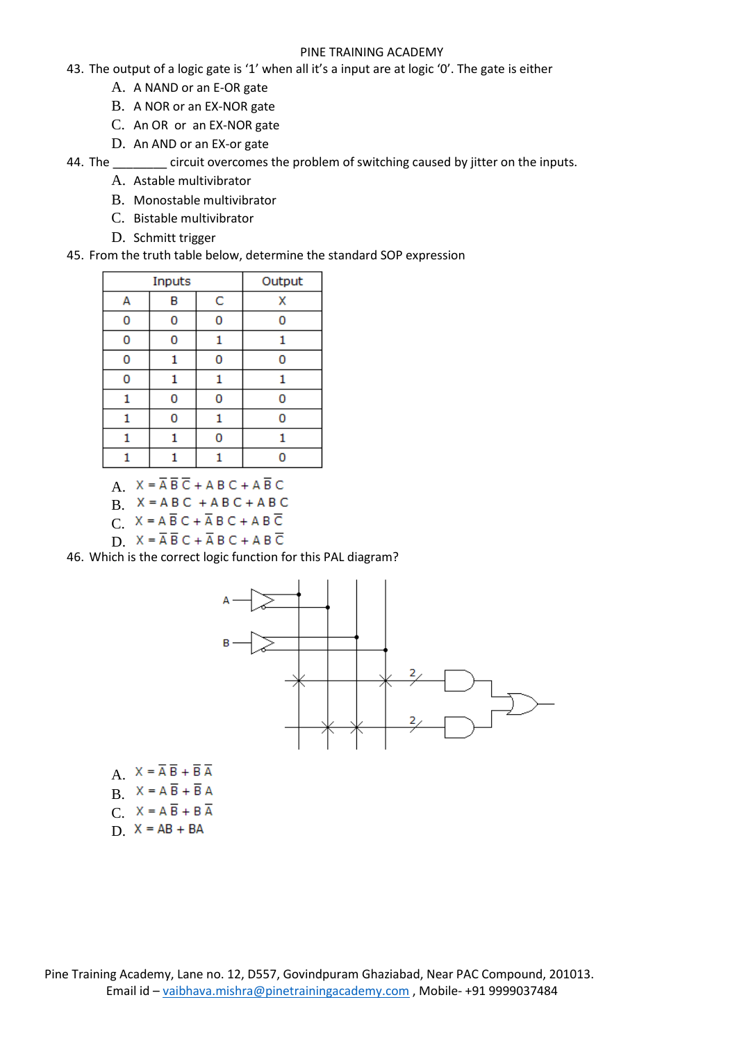43. The output of a logic gate is '1' when all it's a input are at logic '0'. The gate is either

   A. A NAND or an E-OR gate
   B. A NOR or an EX-NOR gate
   C. An OR or an EX-NOR gate
   D. An AND or an EX-or gate

44. The ________ circuit overcomes the problem of switching caused by jitter on the inputs.

   A. Astable multivibrator
   B. Monostable multivibrator
   C. Bistable multivibrator
   D. Schmitt trigger

45. From the truth table below, determine the standard SOP expression

| Inputs | | | Output |
|---|---|---|---|
| A | B | C | X |
| 0 | 0 | 0 | 0 |
| 0 | 0 | 1 | 1 |
| 0 | 1 | 0 | 0 |
| 0 | 1 | 1 | 1 |
| 1 | 0 | 0 | 0 |
| 1 | 0 | 1 | 0 |
| 1 | 1 | 0 | 1 |
| 1 | 1 | 1 | 0 |

   A. $X = \overline{A}\,\overline{B}\,\overline{C} + A\,B\,C + A\,\overline{B}\,C$
   B. $X = A\,B\,C + A\,B\,C + A\,B\,C$
   C. $X = A\,\overline{B}\,C + \overline{A}\,B\,C + A\,B\,\overline{C}$
   D. $X = \overline{A}\,\overline{B}\,C + \overline{A}\,B\,C + A\,B\,\overline{C}$

46. Which is the correct logic function for this PAL diagram?

   A. $X = \overline{A}\,\overline{B} + \overline{B}\,\overline{A}$
   B. $X = A\,\overline{B} + \overline{B}\,A$
   C. $X = A\,\overline{B} + B\,\overline{A}$
   D. $X = AB + BA$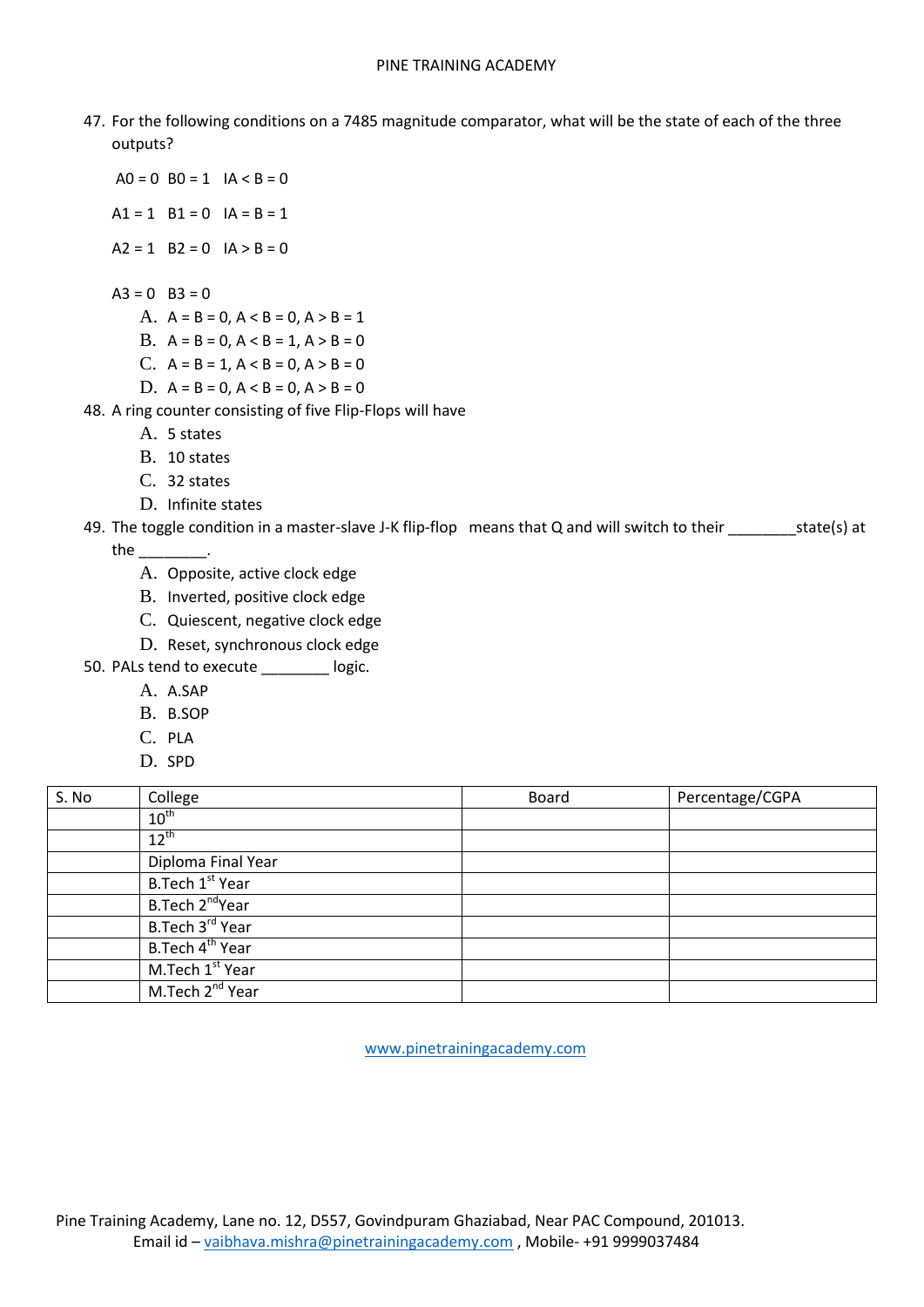47. For the following conditions on a 7485 magnitude comparator, what will be the state of each of the three outputs?

A0 = 0  B0 = 1  IA < B = 0

A1 = 1  B1 = 0  IA = B = 1

A2 = 1  B2 = 0  IA > B = 0

A3 = 0  B3 = 0

A. A = B = 0, A < B = 0, A > B = 1
B. A = B = 0, A < B = 1, A > B = 0
C. A = B = 1, A < B = 0, A > B = 0
D. A = B = 0, A < B = 0, A > B = 0

48. A ring counter consisting of five Flip-Flops will have

A. 5 states
B. 10 states
C. 32 states
D. Infinite states

49. The toggle condition in a master-slave J-K flip-flop  means that Q and will switch to their ________state(s) at the ________.

A. Opposite, active clock edge
B. Inverted, positive clock edge
C. Quiescent, negative clock edge
D. Reset, synchronous clock edge

50. PALs tend to execute ________ logic.

A. A.SAP
B. B.SOP
C. PLA
D. SPD

| S. No | College | Board | Percentage/CGPA |
|---|---|---|---|
| | 10th | | |
| | 12th | | |
| | Diploma Final Year | | |
| | B.Tech 1st Year | | |
| | B.Tech 2nd Year | | |
| | B.Tech 3rd Year | | |
| | B.Tech 4th Year | | |
| | M.Tech 1st Year | | |
| | M.Tech 2nd Year | | |

www.pinetrainingacademy.com

Pine Training Academy, Lane no. 12, D557, Govindpuram Ghaziabad, Near PAC Compound, 201013.
Email id – vaibhava.mishra@pinetrainingacademy.com , Mobile- +91 9999037484